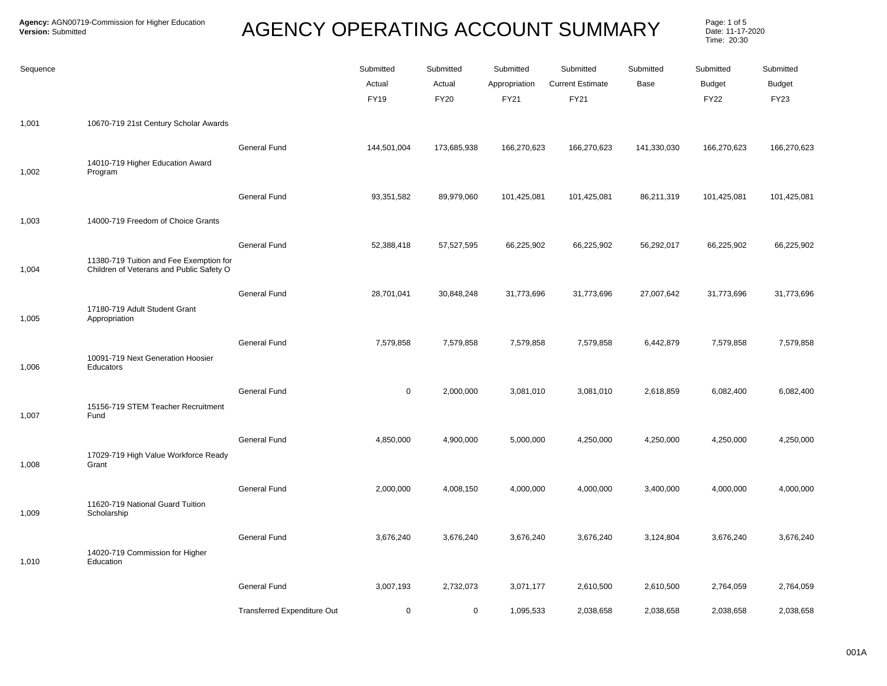**Agency:** AGN00719-Commission for Higher Education
**Version:** Submitted

# AGENCY OPERATING ACCOUNT SUMMARY

Date: 11-17-2020
Time: 20:30

| Sequence | | | Submitted Actual FY19 | Submitted Actual FY20 | Submitted Appropriation FY21 | Submitted Current Estimate FY21 | Submitted Base | Submitted Budget FY22 | Submitted Budget FY23 |
|---|---|---|---|---|---|---|---|---|---|
| 1,001 | 10670-719 21st Century Scholar Awards | | | | | | | | |
| | | General Fund | 144,501,004 | 173,685,938 | 166,270,623 | 166,270,623 | 141,330,030 | 166,270,623 | 166,270,623 |
| 1,002 | 14010-719 Higher Education Award Program | | | | | | | | |
| | | General Fund | 93,351,582 | 89,979,060 | 101,425,081 | 101,425,081 | 86,211,319 | 101,425,081 | 101,425,081 |
| 1,003 | 14000-719 Freedom of Choice Grants | | | | | | | | |
| | | General Fund | 52,388,418 | 57,527,595 | 66,225,902 | 66,225,902 | 56,292,017 | 66,225,902 | 66,225,902 |
| 1,004 | 11380-719 Tuition and Fee Exemption for Children of Veterans and Public Safety O | | | | | | | | |
| | | General Fund | 28,701,041 | 30,848,248 | 31,773,696 | 31,773,696 | 27,007,642 | 31,773,696 | 31,773,696 |
| 1,005 | 17180-719 Adult Student Grant Appropriation | | | | | | | | |
| | | General Fund | 7,579,858 | 7,579,858 | 7,579,858 | 7,579,858 | 6,442,879 | 7,579,858 | 7,579,858 |
| 1,006 | 10091-719 Next Generation Hoosier Educators | | | | | | | | |
| | | General Fund | 0 | 2,000,000 | 3,081,010 | 3,081,010 | 2,618,859 | 6,082,400 | 6,082,400 |
| 1,007 | 15156-719 STEM Teacher Recruitment Fund | | | | | | | | |
| | | General Fund | 4,850,000 | 4,900,000 | 5,000,000 | 4,250,000 | 4,250,000 | 4,250,000 | 4,250,000 |
| 1,008 | 17029-719 High Value Workforce Ready Grant | | | | | | | | |
| | | General Fund | 2,000,000 | 4,008,150 | 4,000,000 | 4,000,000 | 3,400,000 | 4,000,000 | 4,000,000 |
| 1,009 | 11620-719 National Guard Tuition Scholarship | | | | | | | | |
| | | General Fund | 3,676,240 | 3,676,240 | 3,676,240 | 3,676,240 | 3,124,804 | 3,676,240 | 3,676,240 |
| 1,010 | 14020-719 Commission for Higher Education | | | | | | | | |
| | | General Fund | 3,007,193 | 2,732,073 | 3,071,177 | 2,610,500 | 2,610,500 | 2,764,059 | 2,764,059 |
| | | Transferred Expenditure Out | 0 | 0 | 1,095,533 | 2,038,658 | 2,038,658 | 2,038,658 | 2,038,658 |

001A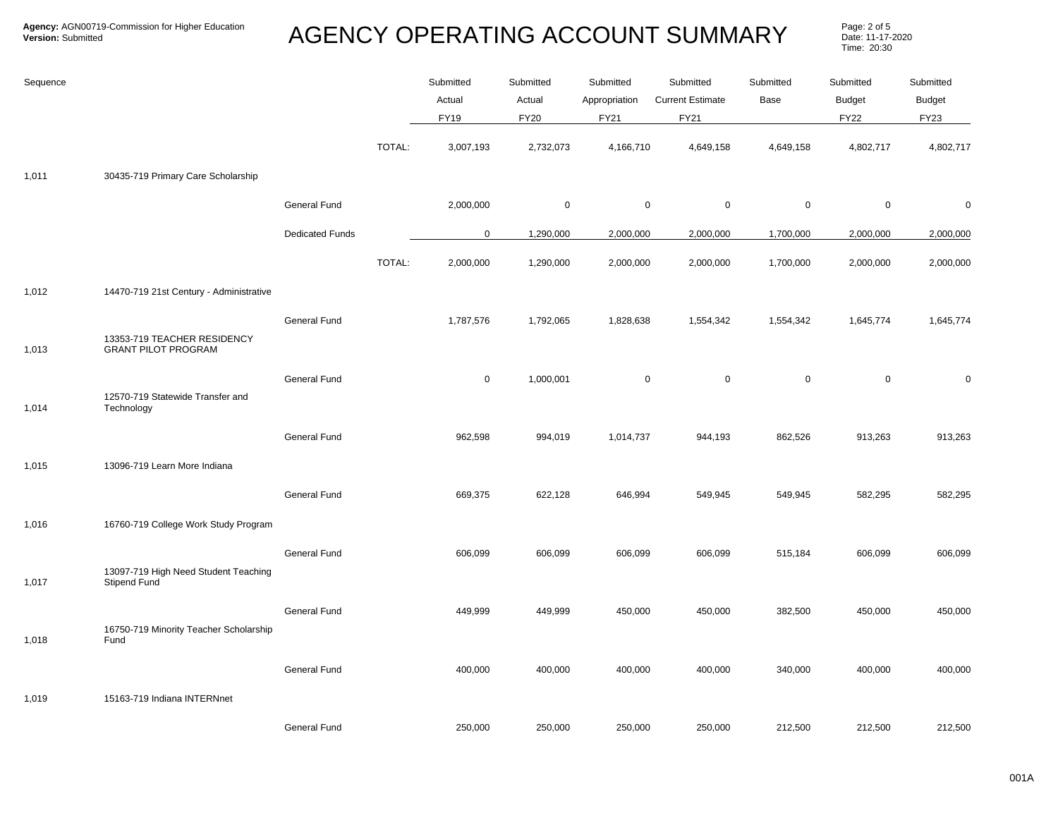**Agency:** AGN00719-Commission for Higher Education
**Version:** Submitted

# AGENCY OPERATING ACCOUNT SUMMARY

Date: 11-17-2020
Time: 20:30

| Sequence | | | | Submitted Actual FY19 | Submitted Actual FY20 | Submitted Appropriation FY21 | Submitted Current Estimate FY21 | Submitted Base | Submitted Budget FY22 | Submitted Budget FY23 |
|---|---|---|---|---|---|---|---|---|---|---|
| | | | TOTAL: | 3,007,193 | 2,732,073 | 4,166,710 | 4,649,158 | 4,649,158 | 4,802,717 | 4,802,717 |
| 1,011 | 30435-719 Primary Care Scholarship | | | | | | | | | |
| | | General Fund | | 2,000,000 | 0 | 0 | 0 | 0 | 0 | 0 |
| | | Dedicated Funds | | 0 | 1,290,000 | 2,000,000 | 2,000,000 | 1,700,000 | 2,000,000 | 2,000,000 |
| | | | TOTAL: | 2,000,000 | 1,290,000 | 2,000,000 | 2,000,000 | 1,700,000 | 2,000,000 | 2,000,000 |
| 1,012 | 14470-719 21st Century - Administrative | | | | | | | | | |
| | | General Fund | | 1,787,576 | 1,792,065 | 1,828,638 | 1,554,342 | 1,554,342 | 1,645,774 | 1,645,774 |
| 1,013 | 13353-719 TEACHER RESIDENCY GRANT PILOT PROGRAM | | | | | | | | | |
| | | General Fund | | 0 | 1,000,001 | 0 | 0 | 0 | 0 | 0 |
| 1,014 | 12570-719 Statewide Transfer and Technology | | | | | | | | | |
| | | General Fund | | 962,598 | 994,019 | 1,014,737 | 944,193 | 862,526 | 913,263 | 913,263 |
| 1,015 | 13096-719 Learn More Indiana | | | | | | | | | |
| | | General Fund | | 669,375 | 622,128 | 646,994 | 549,945 | 549,945 | 582,295 | 582,295 |
| 1,016 | 16760-719 College Work Study Program | | | | | | | | | |
| | | General Fund | | 606,099 | 606,099 | 606,099 | 606,099 | 515,184 | 606,099 | 606,099 |
| 1,017 | 13097-719 High Need Student Teaching Stipend Fund | | | | | | | | | |
| | | General Fund | | 449,999 | 449,999 | 450,000 | 450,000 | 382,500 | 450,000 | 450,000 |
| 1,018 | 16750-719 Minority Teacher Scholarship Fund | | | | | | | | | |
| | | General Fund | | 400,000 | 400,000 | 400,000 | 400,000 | 340,000 | 400,000 | 400,000 |
| 1,019 | 15163-719 Indiana INTERNnet | | | | | | | | | |
| | | General Fund | | 250,000 | 250,000 | 250,000 | 250,000 | 212,500 | 212,500 | 212,500 |

001A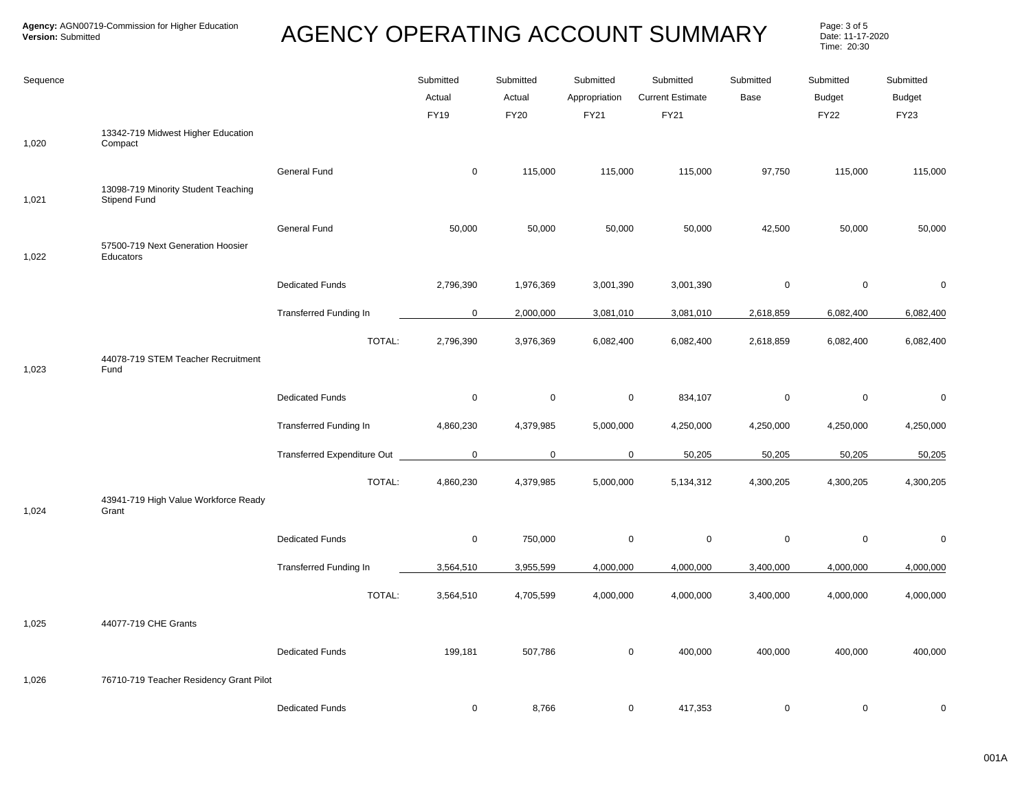**Agency:** AGN00719-Commission for Higher Education
**Version:** Submitted

# AGENCY OPERATING ACCOUNT SUMMARY

Date: 11-17-2020
Time: 20:30

| Sequence | | | Submitted Actual FY19 | Submitted Actual FY20 | Submitted Appropriation FY21 | Submitted Current Estimate FY21 | Submitted Base | Submitted Budget FY22 | Submitted Budget FY23 |
|---|---|---|---|---|---|---|---|---|---|
| 1,020 | 13342-719 Midwest Higher Education Compact | | | | | | | | |
| | | General Fund | 0 | 115,000 | 115,000 | 115,000 | 97,750 | 115,000 | 115,000 |
| 1,021 | 13098-719 Minority Student Teaching Stipend Fund | | | | | | | | |
| | | General Fund | 50,000 | 50,000 | 50,000 | 50,000 | 42,500 | 50,000 | 50,000 |
| 1,022 | 57500-719 Next Generation Hoosier Educators | | | | | | | | |
| | | Dedicated Funds | 2,796,390 | 1,976,369 | 3,001,390 | 3,001,390 | 0 | 0 | 0 |
| | | Transferred Funding In | 0 | 2,000,000 | 3,081,010 | 3,081,010 | 2,618,859 | 6,082,400 | 6,082,400 |
| | | TOTAL: | 2,796,390 | 3,976,369 | 6,082,400 | 6,082,400 | 2,618,859 | 6,082,400 | 6,082,400 |
| 1,023 | 44078-719 STEM Teacher Recruitment Fund | | | | | | | | |
| | | Dedicated Funds | 0 | 0 | 0 | 834,107 | 0 | 0 | 0 |
| | | Transferred Funding In | 4,860,230 | 4,379,985 | 5,000,000 | 4,250,000 | 4,250,000 | 4,250,000 | 4,250,000 |
| | | Transferred Expenditure Out | 0 | 0 | 0 | 50,205 | 50,205 | 50,205 | 50,205 |
| | | TOTAL: | 4,860,230 | 4,379,985 | 5,000,000 | 5,134,312 | 4,300,205 | 4,300,205 | 4,300,205 |
| 1,024 | 43941-719 High Value Workforce Ready Grant | | | | | | | | |
| | | Dedicated Funds | 0 | 750,000 | 0 | 0 | 0 | 0 | 0 |
| | | Transferred Funding In | 3,564,510 | 3,955,599 | 4,000,000 | 4,000,000 | 3,400,000 | 4,000,000 | 4,000,000 |
| | | TOTAL: | 3,564,510 | 4,705,599 | 4,000,000 | 4,000,000 | 3,400,000 | 4,000,000 | 4,000,000 |
| 1,025 | 44077-719 CHE Grants | | | | | | | | |
| | | Dedicated Funds | 199,181 | 507,786 | 0 | 400,000 | 400,000 | 400,000 | 400,000 |
| 1,026 | 76710-719 Teacher Residency Grant Pilot | | | | | | | | |
| | | Dedicated Funds | 0 | 8,766 | 0 | 417,353 | 0 | 0 | 0 |

001A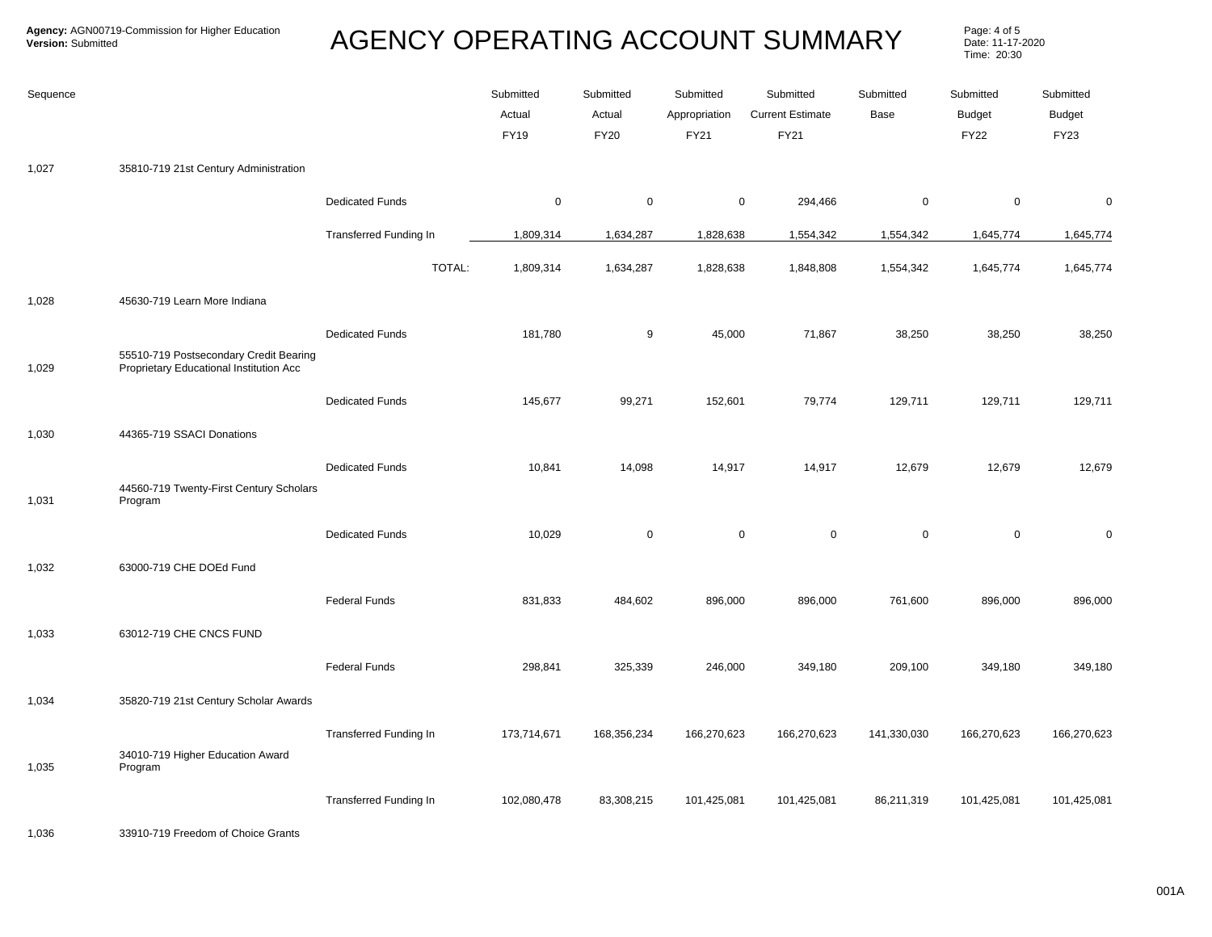**Agency:** AGN00719-Commission for Higher Education
**Version:** Submitted

# AGENCY OPERATING ACCOUNT SUMMARY

| Sequence | | | Submitted Actual FY19 | Submitted Actual FY20 | Submitted Appropriation FY21 | Submitted Current Estimate FY21 | Submitted Base | Submitted Budget FY22 | Submitted Budget FY23 |
|---|---|---|---|---|---|---|---|---|---|
| 1,027 | 35810-719 21st Century Administration | | | | | | | | |
| | | Dedicated Funds | 0 | 0 | 0 | 294,466 | 0 | 0 | 0 |
| | | Transferred Funding In | 1,809,314 | 1,634,287 | 1,828,638 | 1,554,342 | 1,554,342 | 1,645,774 | 1,645,774 |
| | | TOTAL: | 1,809,314 | 1,634,287 | 1,828,638 | 1,848,808 | 1,554,342 | 1,645,774 | 1,645,774 |
| 1,028 | 45630-719 Learn More Indiana | | | | | | | | |
| | | Dedicated Funds | 181,780 | 9 | 45,000 | 71,867 | 38,250 | 38,250 | 38,250 |
| 1,029 | 55510-719 Postsecondary Credit Bearing Proprietary Educational Institution Acc | | | | | | | | |
| | | Dedicated Funds | 145,677 | 99,271 | 152,601 | 79,774 | 129,711 | 129,711 | 129,711 |
| 1,030 | 44365-719 SSACI Donations | | | | | | | | |
| | | Dedicated Funds | 10,841 | 14,098 | 14,917 | 14,917 | 12,679 | 12,679 | 12,679 |
| 1,031 | 44560-719 Twenty-First Century Scholars Program | | | | | | | | |
| | | Dedicated Funds | 10,029 | 0 | 0 | 0 | 0 | 0 | 0 |
| 1,032 | 63000-719 CHE DOEd Fund | | | | | | | | |
| | | Federal Funds | 831,833 | 484,602 | 896,000 | 896,000 | 761,600 | 896,000 | 896,000 |
| 1,033 | 63012-719 CHE CNCS FUND | | | | | | | | |
| | | Federal Funds | 298,841 | 325,339 | 246,000 | 349,180 | 209,100 | 349,180 | 349,180 |
| 1,034 | 35820-719 21st Century Scholar Awards | | | | | | | | |
| | | Transferred Funding In | 173,714,671 | 168,356,234 | 166,270,623 | 166,270,623 | 141,330,030 | 166,270,623 | 166,270,623 |
| 1,035 | 34010-719 Higher Education Award Program | | | | | | | | |
| | | Transferred Funding In | 102,080,478 | 83,308,215 | 101,425,081 | 101,425,081 | 86,211,319 | 101,425,081 | 101,425,081 |
| 1,036 | 33910-719 Freedom of Choice Grants | | | | | | | | |

001A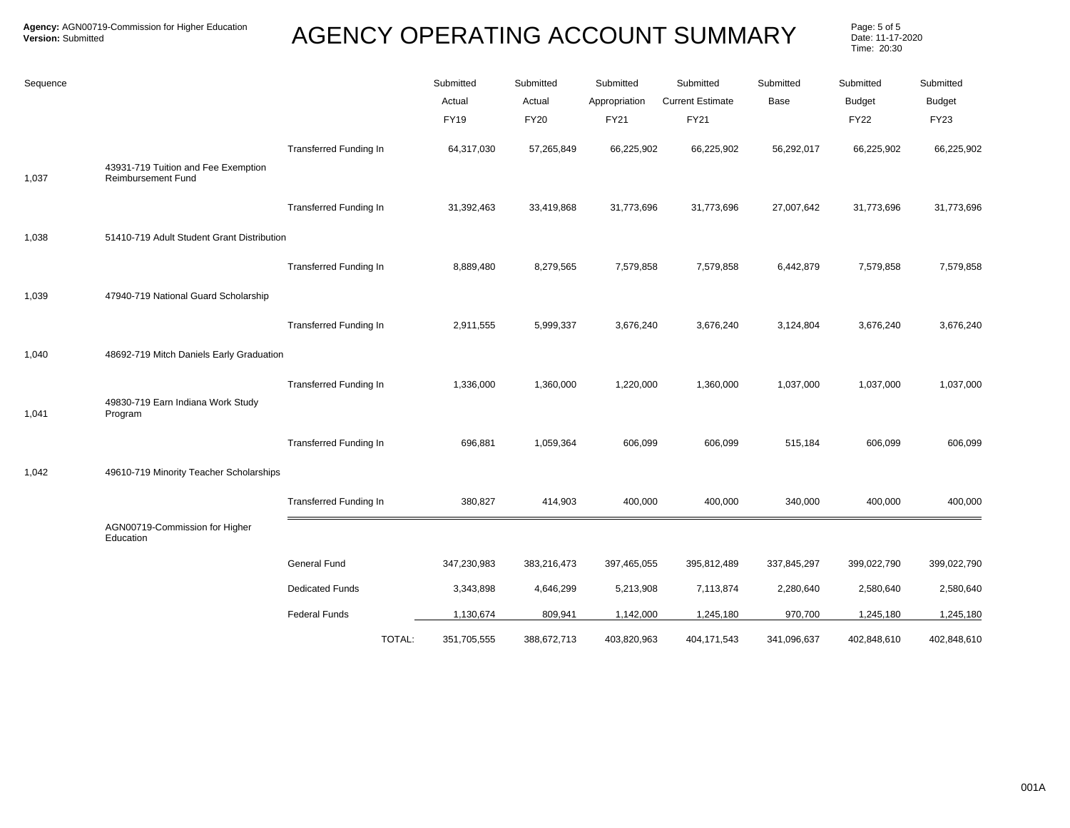Agency: AGN00719-Commission for Higher Education
Version: Submitted

# AGENCY OPERATING ACCOUNT SUMMARY

Date: 11-17-2020
Time: 20:30

| Sequence | | | Submitted Actual FY19 | Submitted Actual FY20 | Submitted Appropriation FY21 | Submitted Current Estimate FY21 | Submitted Base | Submitted Budget FY22 | Submitted Budget FY23 |
|---|---|---|---|---|---|---|---|---|---|
| | | Transferred Funding In | 64,317,030 | 57,265,849 | 66,225,902 | 66,225,902 | 56,292,017 | 66,225,902 | 66,225,902 |
| 1,037 | 43931-719 Tuition and Fee Exemption Reimbursement Fund | | | | | | | | |
| | | Transferred Funding In | 31,392,463 | 33,419,868 | 31,773,696 | 31,773,696 | 27,007,642 | 31,773,696 | 31,773,696 |
| 1,038 | 51410-719 Adult Student Grant Distribution | | | | | | | | |
| | | Transferred Funding In | 8,889,480 | 8,279,565 | 7,579,858 | 7,579,858 | 6,442,879 | 7,579,858 | 7,579,858 |
| 1,039 | 47940-719 National Guard Scholarship | | | | | | | | |
| | | Transferred Funding In | 2,911,555 | 5,999,337 | 3,676,240 | 3,676,240 | 3,124,804 | 3,676,240 | 3,676,240 |
| 1,040 | 48692-719 Mitch Daniels Early Graduation | | | | | | | | |
| | | Transferred Funding In | 1,336,000 | 1,360,000 | 1,220,000 | 1,360,000 | 1,037,000 | 1,037,000 | 1,037,000 |
| 1,041 | 49830-719 Earn Indiana Work Study Program | | | | | | | | |
| | | Transferred Funding In | 696,881 | 1,059,364 | 606,099 | 606,099 | 515,184 | 606,099 | 606,099 |
| 1,042 | 49610-719 Minority Teacher Scholarships | | | | | | | | |
| | | Transferred Funding In | 380,827 | 414,903 | 400,000 | 400,000 | 340,000 | 400,000 | 400,000 |
| | AGN00719-Commission for Higher Education | | | | | | | | |
| | | General Fund | 347,230,983 | 383,216,473 | 397,465,055 | 395,812,489 | 337,845,297 | 399,022,790 | 399,022,790 |
| | | Dedicated Funds | 3,343,898 | 4,646,299 | 5,213,908 | 7,113,874 | 2,280,640 | 2,580,640 | 2,580,640 |
| | | Federal Funds | 1,130,674 | 809,941 | 1,142,000 | 1,245,180 | 970,700 | 1,245,180 | 1,245,180 |
| | | TOTAL: | 351,705,555 | 388,672,713 | 403,820,963 | 404,171,543 | 341,096,637 | 402,848,610 | 402,848,610 |

001A